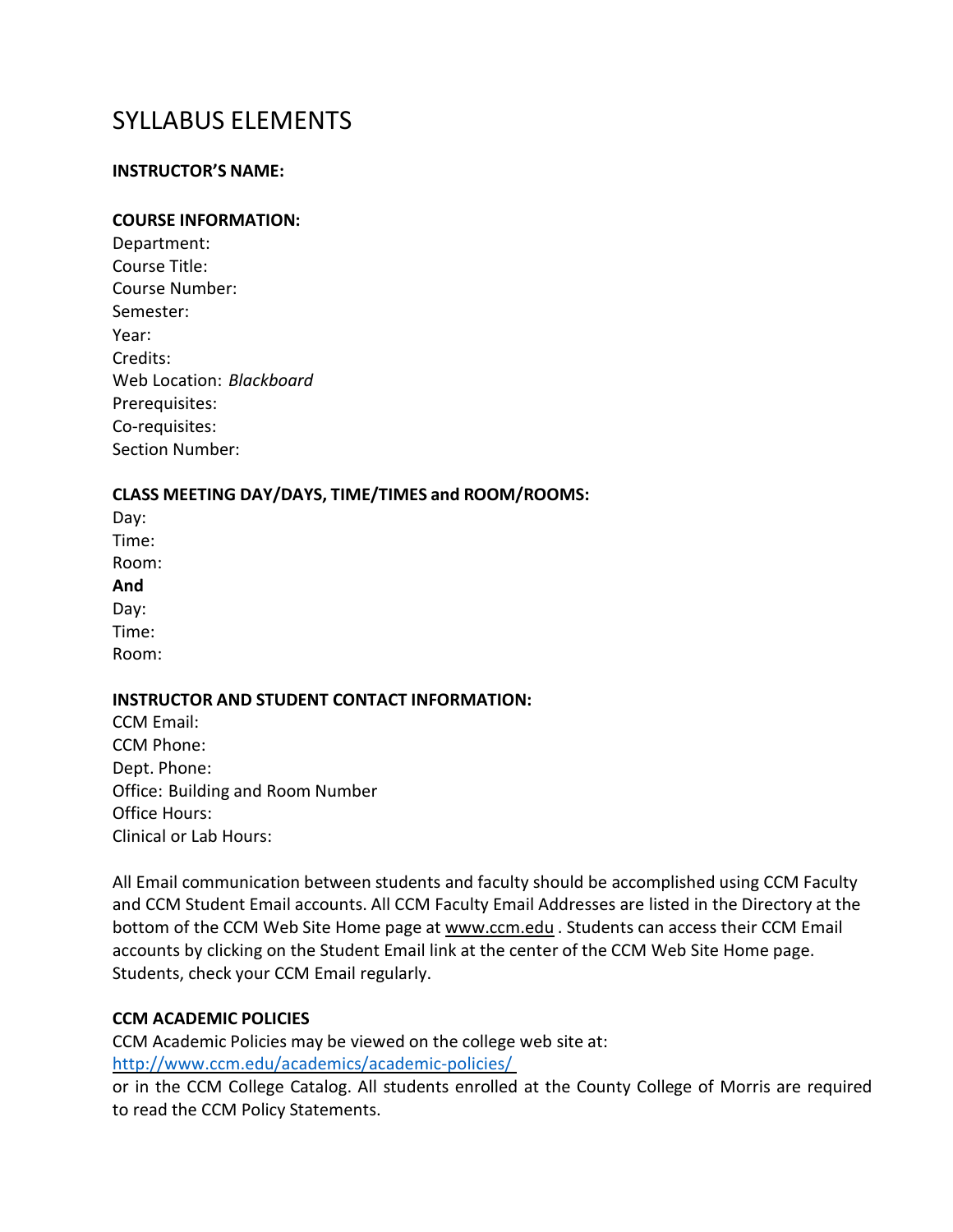# SYLLABUS ELEMENTS

**INSTRUCTOR'S NAME:**

**COURSE INFORMATION:**

Department:
Course Title:
Course Number:
Semester:
Year:
Credits:
Web Location: *Blackboard*
Prerequisites:
Co-requisites:
Section Number:

**CLASS MEETING DAY/DAYS, TIME/TIMES and ROOM/ROOMS:**

Day:
Time:
Room:
**And**
Day:
Time:
Room:

**INSTRUCTOR AND STUDENT CONTACT INFORMATION:**

CCM Email:
CCM Phone:
Dept. Phone:
Office: Building and Room Number
Office Hours:
Clinical or Lab Hours:

All Email communication between students and faculty should be accomplished using CCM Faculty and CCM Student Email accounts. All CCM Faculty Email Addresses are listed in the Directory at the bottom of the CCM Web Site Home page at www.ccm.edu . Students can access their CCM Email accounts by clicking on the Student Email link at the center of the CCM Web Site Home page. Students, check your CCM Email regularly.

**CCM ACADEMIC POLICIES**

CCM Academic Policies may be viewed on the college web site at:
http://www.ccm.edu/academics/academic-policies/
or in the CCM College Catalog. All students enrolled at the County College of Morris are required to read the CCM Policy Statements.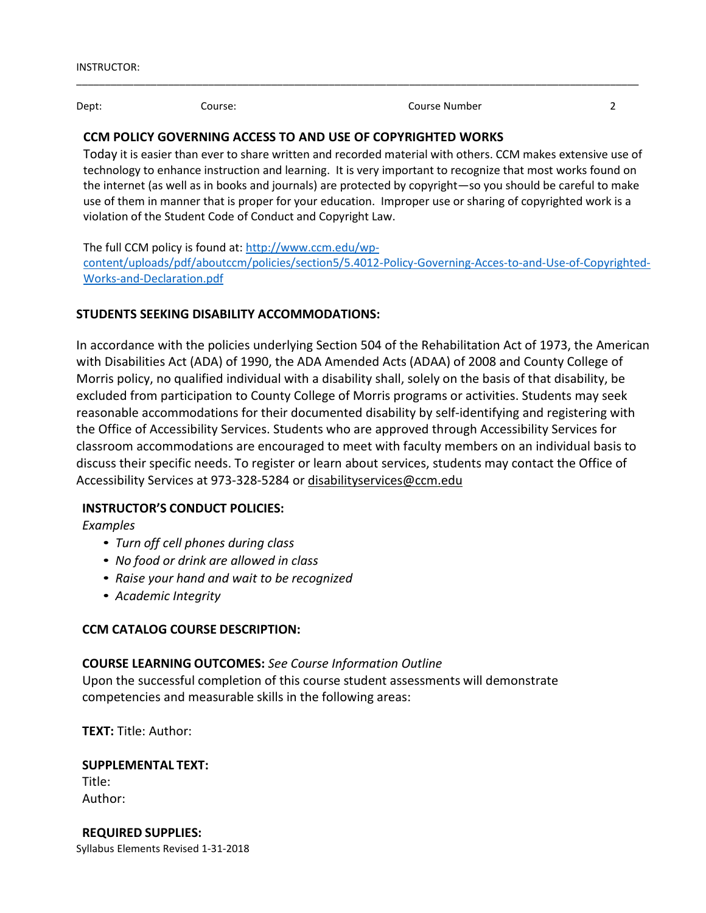INSTRUCTOR:

---

Dept: Course: Course Number

## CCM POLICY GOVERNING ACCESS TO AND USE OF COPYRIGHTED WORKS

Today it is easier than ever to share written and recorded material with others. CCM makes extensive use of technology to enhance instruction and learning. It is very important to recognize that most works found on the internet (as well as in books and journals) are protected by copyright—so you should be careful to make use of them in manner that is proper for your education. Improper use or sharing of copyrighted work is a violation of the Student Code of Conduct and Copyright Law.

The full CCM policy is found at: http://www.ccm.edu/wp-content/uploads/pdf/aboutccm/policies/section5/5.4012-Policy-Governing-Acces-to-and-Use-of-Copyrighted-Works-and-Declaration.pdf

## STUDENTS SEEKING DISABILITY ACCOMMODATIONS:

In accordance with the policies underlying Section 504 of the Rehabilitation Act of 1973, the American with Disabilities Act (ADA) of 1990, the ADA Amended Acts (ADAA) of 2008 and County College of Morris policy, no qualified individual with a disability shall, solely on the basis of that disability, be excluded from participation to County College of Morris programs or activities. Students may seek reasonable accommodations for their documented disability by self-identifying and registering with the Office of Accessibility Services. Students who are approved through Accessibility Services for classroom accommodations are encouraged to meet with faculty members on an individual basis to discuss their specific needs. To register or learn about services, students may contact the Office of Accessibility Services at 973-328-5284 or disabilityservices@ccm.edu

## INSTRUCTOR'S CONDUCT POLICIES:

*Examples*

- *Turn off cell phones during class*
- *No food or drink are allowed in class*
- *Raise your hand and wait to be recognized*
- *Academic Integrity*

## CCM CATALOG COURSE DESCRIPTION:

**COURSE LEARNING OUTCOMES:** *See Course Information Outline*

Upon the successful completion of this course student assessments will demonstrate competencies and measurable skills in the following areas:

**TEXT:** Title: Author:

**SUPPLEMENTAL TEXT:**

Title:

Author:

**REQUIRED SUPPLIES:**

Syllabus Elements Revised 1-31-2018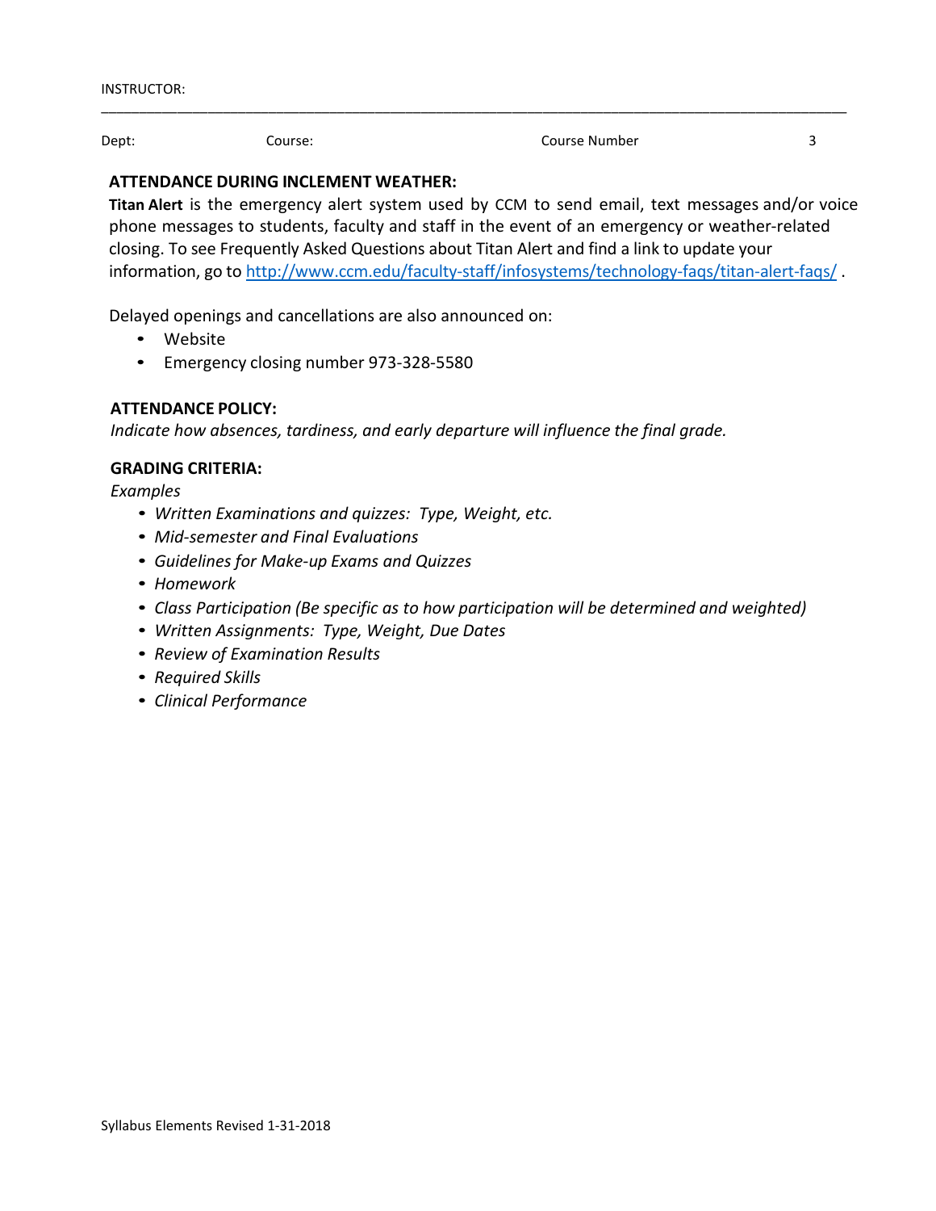INSTRUCTOR:

---

Dept: Course: Course Number

**ATTENDANCE DURING INCLEMENT WEATHER:**

**Titan Alert** is the emergency alert system used by CCM to send email, text messages and/or voice phone messages to students, faculty and staff in the event of an emergency or weather-related closing. To see Frequently Asked Questions about Titan Alert and find a link to update your information, go to http://www.ccm.edu/faculty-staff/infosystems/technology-faqs/titan-alert-faqs/ .

Delayed openings and cancellations are also announced on:

- Website
- Emergency closing number 973-328-5580

**ATTENDANCE POLICY:**

*Indicate how absences, tardiness, and early departure will influence the final grade.*

**GRADING CRITERIA:**

*Examples*

- *Written Examinations and quizzes: Type, Weight, etc.*
- *Mid-semester and Final Evaluations*
- *Guidelines for Make-up Exams and Quizzes*
- *Homework*
- *Class Participation (Be specific as to how participation will be determined and weighted)*
- *Written Assignments: Type, Weight, Due Dates*
- *Review of Examination Results*
- *Required Skills*
- *Clinical Performance*

Syllabus Elements Revised 1-31-2018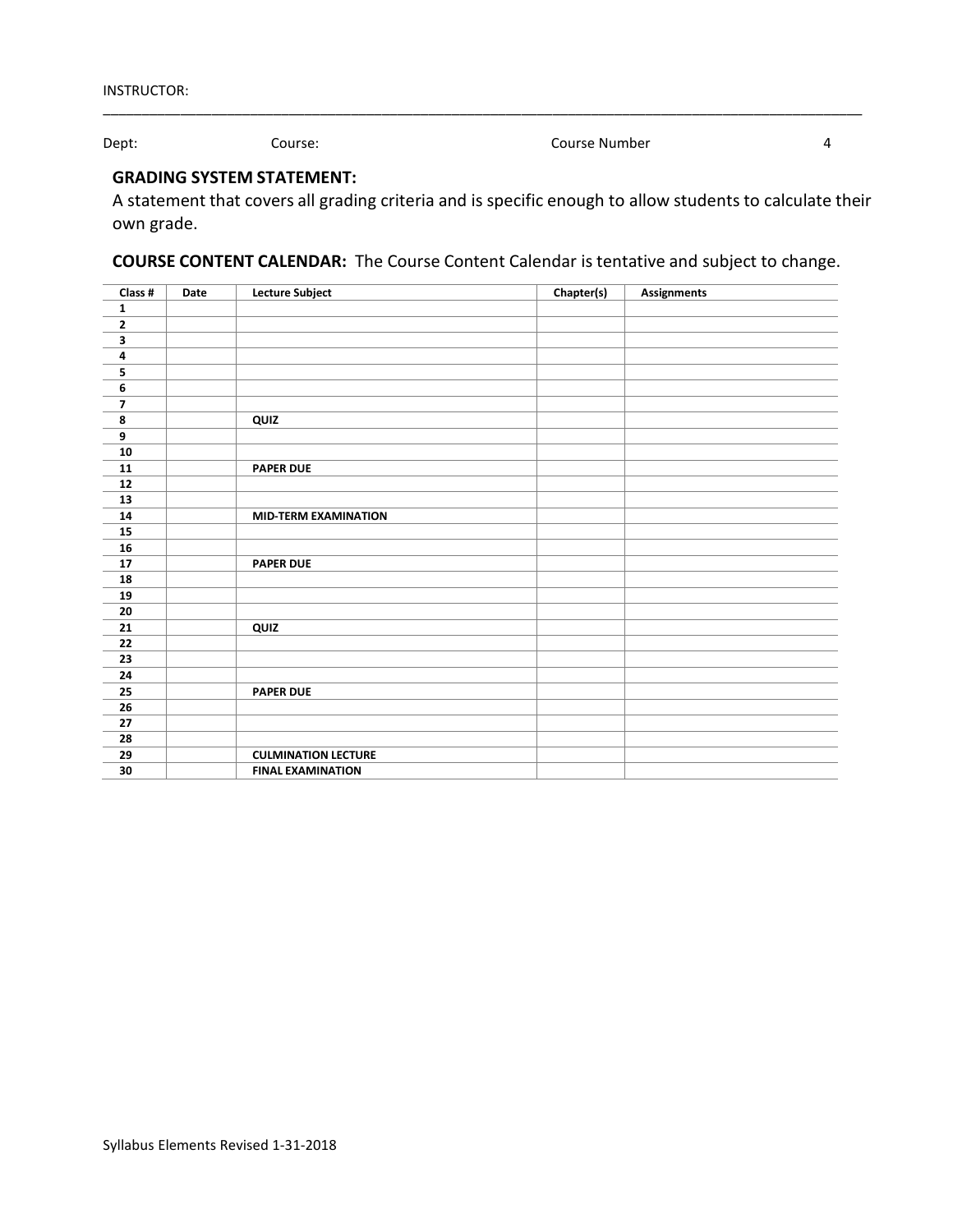INSTRUCTOR:

---

Dept: Course: Course Number

**GRADING SYSTEM STATEMENT:**

A statement that covers all grading criteria and is specific enough to allow students to calculate their own grade.

**COURSE CONTENT CALENDAR:** The Course Content Calendar is tentative and subject to change.

| Class # | Date | Lecture Subject | Chapter(s) | Assignments |
|---|---|---|---|---|
| 1 | | | | |
| 2 | | | | |
| 3 | | | | |
| 4 | | | | |
| 5 | | | | |
| 6 | | | | |
| 7 | | | | |
| 8 | | **QUIZ** | | |
| 9 | | | | |
| 10 | | | | |
| 11 | | **PAPER DUE** | | |
| 12 | | | | |
| 13 | | | | |
| 14 | | **MID-TERM EXAMINATION** | | |
| 15 | | | | |
| 16 | | | | |
| 17 | | **PAPER DUE** | | |
| 18 | | | | |
| 19 | | | | |
| 20 | | | | |
| 21 | | **QUIZ** | | |
| 22 | | | | |
| 23 | | | | |
| 24 | | | | |
| 25 | | **PAPER DUE** | | |
| 26 | | | | |
| 27 | | | | |
| 28 | | | | |
| 29 | | **CULMINATION LECTURE** | | |
| 30 | | **FINAL EXAMINATION** | | |